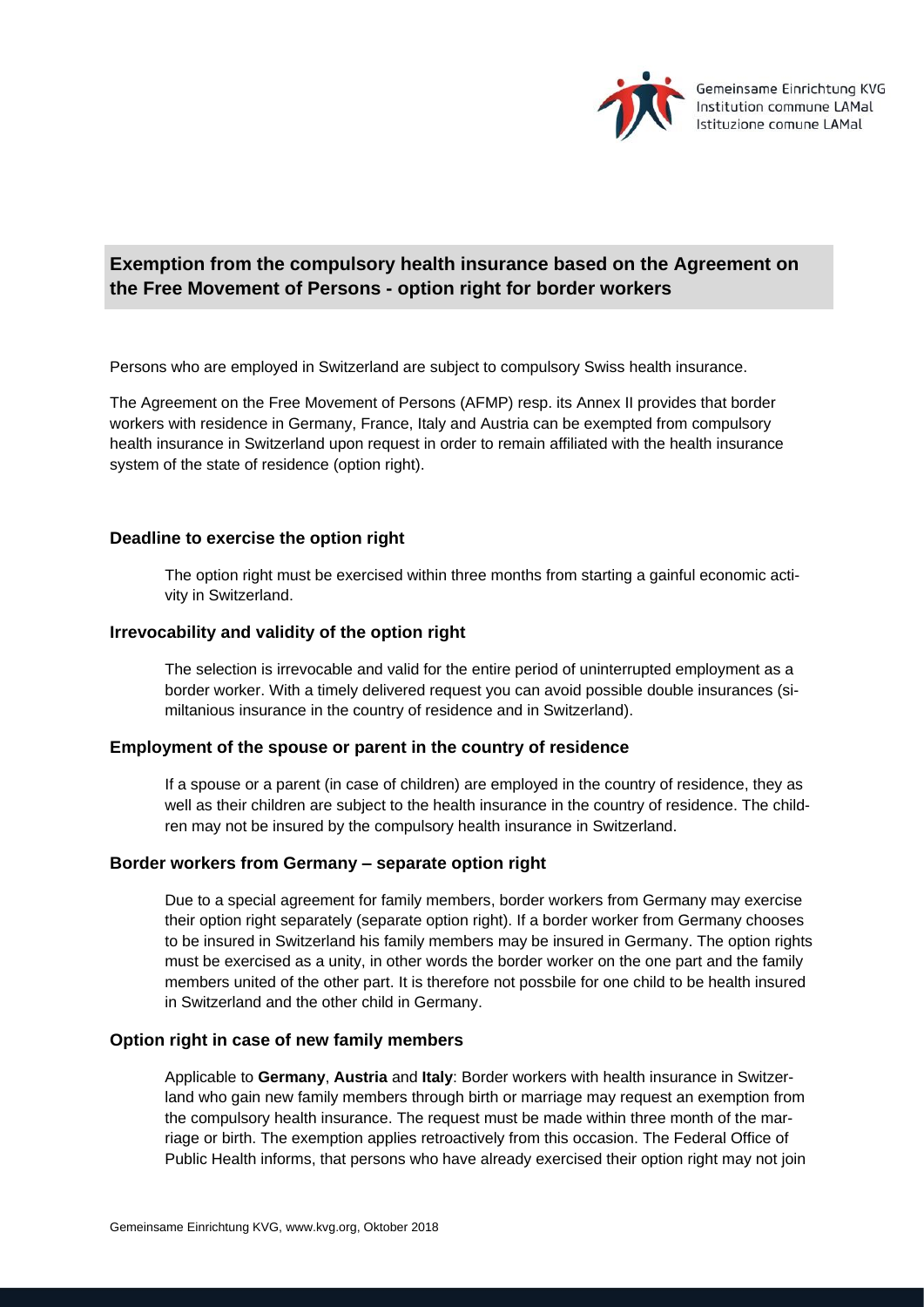Gemeinsame Einrichtung KVG
Institution commune LAMal
Istituzione comune LAMal

## Exemption from the compulsory health insurance based on the Agreement on the Free Movement of Persons - option right for border workers

Persons who are employed in Switzerland are subject to compulsory Swiss health insurance.

The Agreement on the Free Movement of Persons (AFMP) resp. its Annex II provides that border workers with residence in Germany, France, Italy and Austria can be exempted from compulsory health insurance in Switzerland upon request in order to remain affiliated with the health insurance system of the state of residence (option right).

### Deadline to exercise the option right

The option right must be exercised within three months from starting a gainful economic activity in Switzerland.

### Irrevocability and validity of the option right

The selection is irrevocable and valid for the entire period of uninterrupted employment as a border worker. With a timely delivered request you can avoid possible double insurances (similtanious insurance in the country of residence and in Switzerland).

### Employment of the spouse or parent in the country of residence

If a spouse or a parent (in case of children) are employed in the country of residence, they as well as their children are subject to the health insurance in the country of residence. The children may not be insured by the compulsory health insurance in Switzerland.

### Border workers from Germany – separate option right

Due to a special agreement for family members, border workers from Germany may exercise their option right separately (separate option right). If a border worker from Germany chooses to be insured in Switzerland his family members may be insured in Germany. The option rights must be exercised as a unity, in other words the border worker on the one part and the family members united of the other part. It is therefore not possbile for one child to be health insured in Switzerland and the other child in Germany.

### Option right in case of new family members

Applicable to **Germany**, **Austria** and **Italy**: Border workers with health insurance in Switzerland who gain new family members through birth or marriage may request an exemption from the compulsory health insurance. The request must be made within three month of the marriage or birth. The exemption applies retroactively from this occasion. The Federal Office of Public Health informs, that persons who have already exercised their option right may not join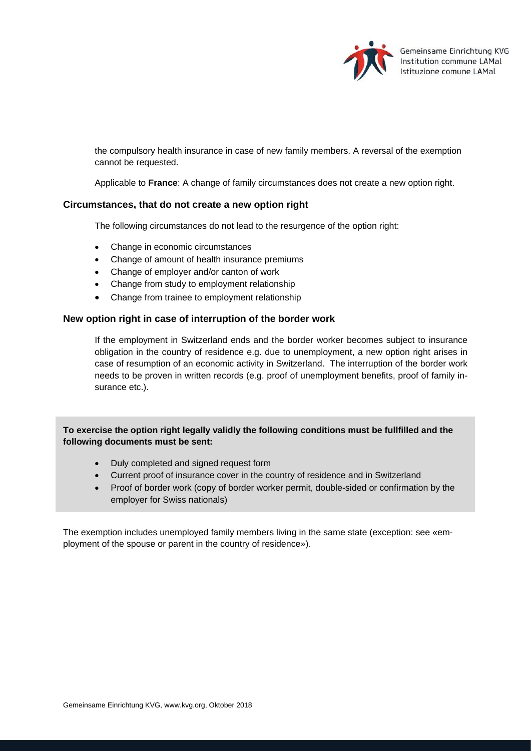the compulsory health insurance in case of new family members. A reversal of the exemption cannot be requested.

Applicable to **France**: A change of family circumstances does not create a new option right.

### Circumstances, that do not create a new option right

The following circumstances do not lead to the resurgence of the option right:

- Change in economic circumstances
- Change of amount of health insurance premiums
- Change of employer and/or canton of work
- Change from study to employment relationship
- Change from trainee to employment relationship

### New option right in case of interruption of the border work

If the employment in Switzerland ends and the border worker becomes subject to insurance obligation in the country of residence e.g. due to unemployment, a new option right arises in case of resumption of an economic activity in Switzerland. The interruption of the border work needs to be proven in written records (e.g. proof of unemployment benefits, proof of family insurance etc.).

**To exercise the option right legally validly the following conditions must be fullfilled and the following documents must be sent:**

- Duly completed and signed request form
- Current proof of insurance cover in the country of residence and in Switzerland
- Proof of border work (copy of border worker permit, double-sided or confirmation by the employer for Swiss nationals)

The exemption includes unemployed family members living in the same state (exception: see «employment of the spouse or parent in the country of residence»).